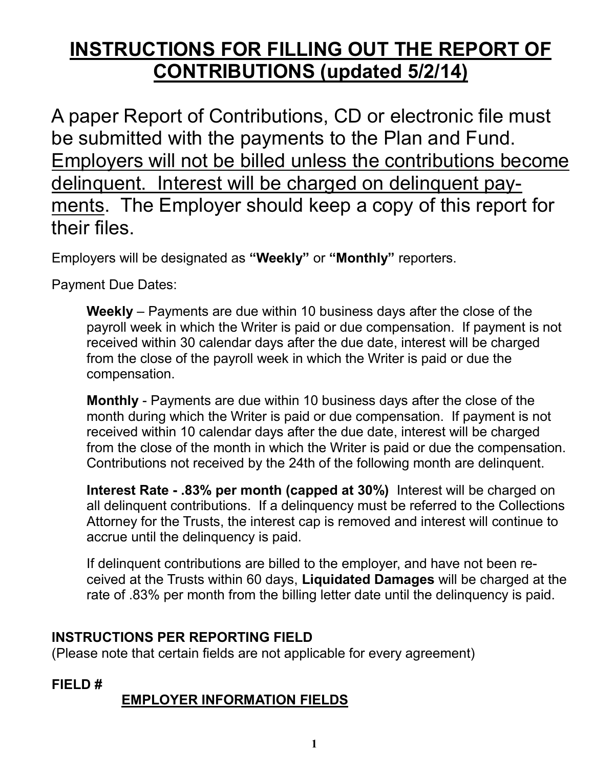# INSTRUCTIONS FOR FILLING OUT THE REPORT OF CONTRIBUTIONS (updated 5/2/14)

A paper Report of Contributions, CD or electronic file must be submitted with the payments to the Plan and Fund. <u>Employers will not be billed unless the contributions become delinquent. Interest will be charged on delinquent payments</u>. The Employer should keep a copy of this report for their files.

Employers will be designated as **"Weekly"** or **"Monthly"** reporters.

Payment Due Dates:

> **Weekly** – Payments are due within 10 business days after the close of the payroll week in which the Writer is paid or due compensation. If payment is not received within 30 calendar days after the due date, interest will be charged from the close of the payroll week in which the Writer is paid or due the compensation.
>
> **Monthly** - Payments are due within 10 business days after the close of the month during which the Writer is paid or due compensation. If payment is not received within 10 calendar days after the due date, interest will be charged from the close of the month in which the Writer is paid or due the compensation. Contributions not received by the 24th of the following month are delinquent.
>
> **Interest Rate - .83% per month (capped at 30%)** Interest will be charged on all delinquent contributions. If a delinquency must be referred to the Collections Attorney for the Trusts, the interest cap is removed and interest will continue to accrue until the delinquency is paid.
>
> If delinquent contributions are billed to the employer, and have not been received at the Trusts within 60 days, **Liquidated Damages** will be charged at the rate of .83% per month from the billing letter date until the delinquency is paid.

**INSTRUCTIONS PER REPORTING FIELD**
(Please note that certain fields are not applicable for every agreement)

**FIELD #**

**<u>EMPLOYER INFORMATION FIELDS</u>**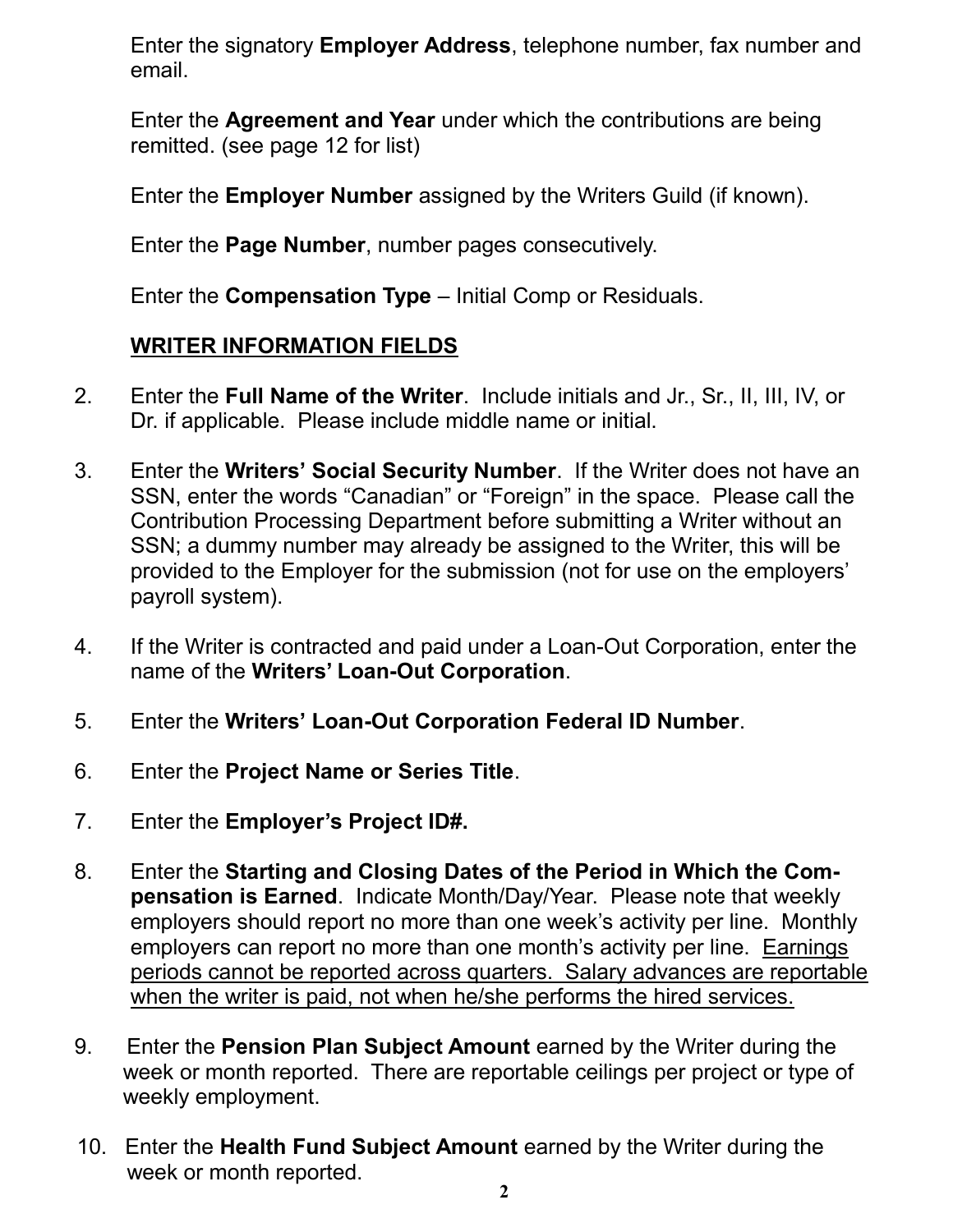Enter the signatory **Employer Address**, telephone number, fax number and email.

Enter the **Agreement and Year** under which the contributions are being remitted. (see page 12 for list)

Enter the **Employer Number** assigned by the Writers Guild (if known).

Enter the **Page Number**, number pages consecutively.

Enter the **Compensation Type** – Initial Comp or Residuals.

<u>**WRITER INFORMATION FIELDS**</u>

2. Enter the **Full Name of the Writer**. Include initials and Jr., Sr., II, III, IV, or Dr. if applicable. Please include middle name or initial.

3. Enter the **Writers' Social Security Number**. If the Writer does not have an SSN, enter the words "Canadian" or "Foreign" in the space. Please call the Contribution Processing Department before submitting a Writer without an SSN; a dummy number may already be assigned to the Writer, this will be provided to the Employer for the submission (not for use on the employers' payroll system).

4. If the Writer is contracted and paid under a Loan-Out Corporation, enter the name of the **Writers' Loan-Out Corporation**.

5. Enter the **Writers' Loan-Out Corporation Federal ID Number**.

6. Enter the **Project Name or Series Title**.

7. Enter the **Employer's Project ID#.**

8. Enter the **Starting and Closing Dates of the Period in Which the Compensation is Earned**. Indicate Month/Day/Year. Please note that weekly employers should report no more than one week's activity per line. Monthly employers can report no more than one month's activity per line. <u>Earnings periods cannot be reported across quarters. Salary advances are reportable when the writer is paid, not when he/she performs the hired services.</u>

9. Enter the **Pension Plan Subject Amount** earned by the Writer during the week or month reported. There are reportable ceilings per project or type of weekly employment.

10. Enter the **Health Fund Subject Amount** earned by the Writer during the week or month reported.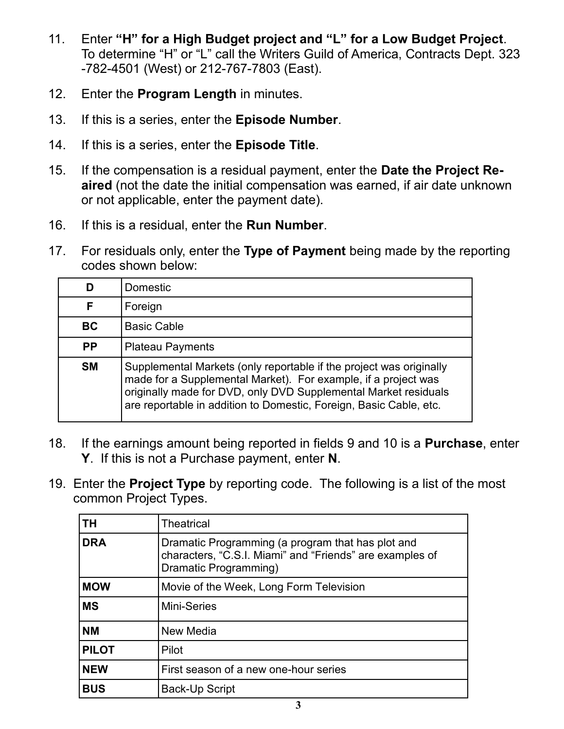11. Enter **"H" for a High Budget project and "L" for a Low Budget Project**. To determine "H" or "L" call the Writers Guild of America, Contracts Dept. 323-782-4501 (West) or 212-767-7803 (East).

12. Enter the **Program Length** in minutes.

13. If this is a series, enter the **Episode Number**.

14. If this is a series, enter the **Episode Title**.

15. If the compensation is a residual payment, enter the **Date the Project Re-aired** (not the date the initial compensation was earned, if air date unknown or not applicable, enter the payment date).

16. If this is a residual, enter the **Run Number**.

17. For residuals only, enter the **Type of Payment** being made by the reporting codes shown below:

| | |
|---|---|
| **D** | Domestic |
| **F** | Foreign |
| **BC** | Basic Cable |
| **PP** | Plateau Payments |
| **SM** | Supplemental Markets (only reportable if the project was originally made for a Supplemental Market). For example, if a project was originally made for DVD, only DVD Supplemental Market residuals are reportable in addition to Domestic, Foreign, Basic Cable, etc. |

18. If the earnings amount being reported in fields 9 and 10 is a **Purchase**, enter **Y**. If this is not a Purchase payment, enter **N**.

19. Enter the **Project Type** by reporting code. The following is a list of the most common Project Types.

| | |
|---|---|
| **TH** | Theatrical |
| **DRA** | Dramatic Programming (a program that has plot and characters, "C.S.I. Miami" and "Friends" are examples of Dramatic Programming) |
| **MOW** | Movie of the Week, Long Form Television |
| **MS** | Mini-Series |
| **NM** | New Media |
| **PILOT** | Pilot |
| **NEW** | First season of a new one-hour series |
| **BUS** | Back-Up Script |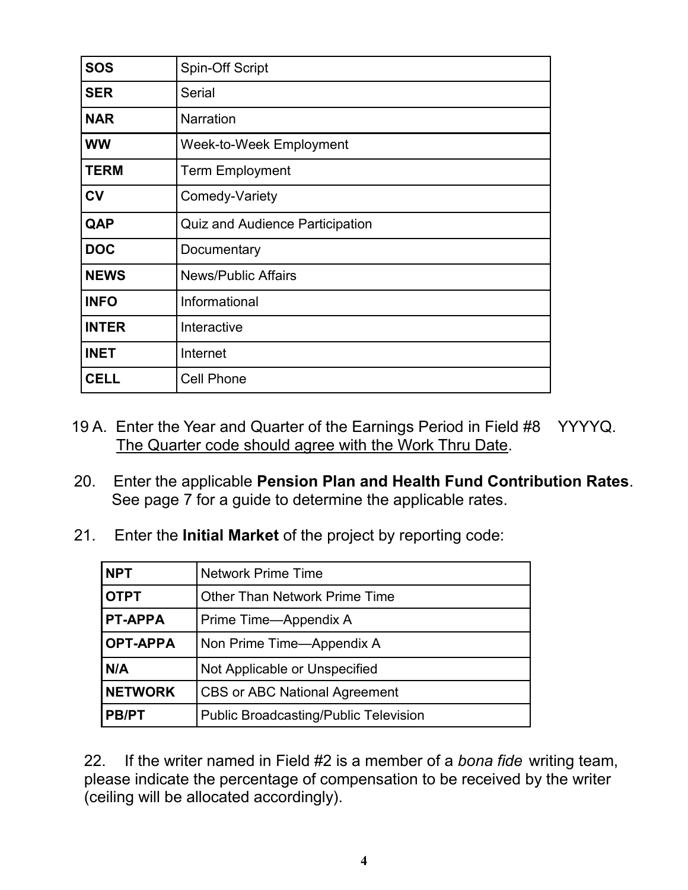| **SOS** | Spin-Off Script |
|---|---|
| **SER** | Serial |
| **NAR** | Narration |
| **WW** | Week-to-Week Employment |
| **TERM** | Term Employment |
| **CV** | Comedy-Variety |
| **QAP** | Quiz and Audience Participation |
| **DOC** | Documentary |
| **NEWS** | News/Public Affairs |
| **INFO** | Informational |
| **INTER** | Interactive |
| **INET** | Internet |
| **CELL** | Cell Phone |

19 A. Enter the Year and Quarter of the Earnings Period in Field #8 YYYYQ. The Quarter code should agree with the Work Thru Date.

20. Enter the applicable **Pension Plan and Health Fund Contribution Rates**. See page 7 for a guide to determine the applicable rates.

21. Enter the **Initial Market** of the project by reporting code:

| **NPT** | Network Prime Time |
|---|---|
| **OTPT** | Other Than Network Prime Time |
| **PT-APPA** | Prime Time—Appendix A |
| **OPT-APPA** | Non Prime Time—Appendix A |
| **N/A** | Not Applicable or Unspecified |
| **NETWORK** | CBS or ABC National Agreement |
| **PB/PT** | Public Broadcasting/Public Television |

22. If the writer named in Field #2 is a member of a *bona fide* writing team, please indicate the percentage of compensation to be received by the writer (ceiling will be allocated accordingly).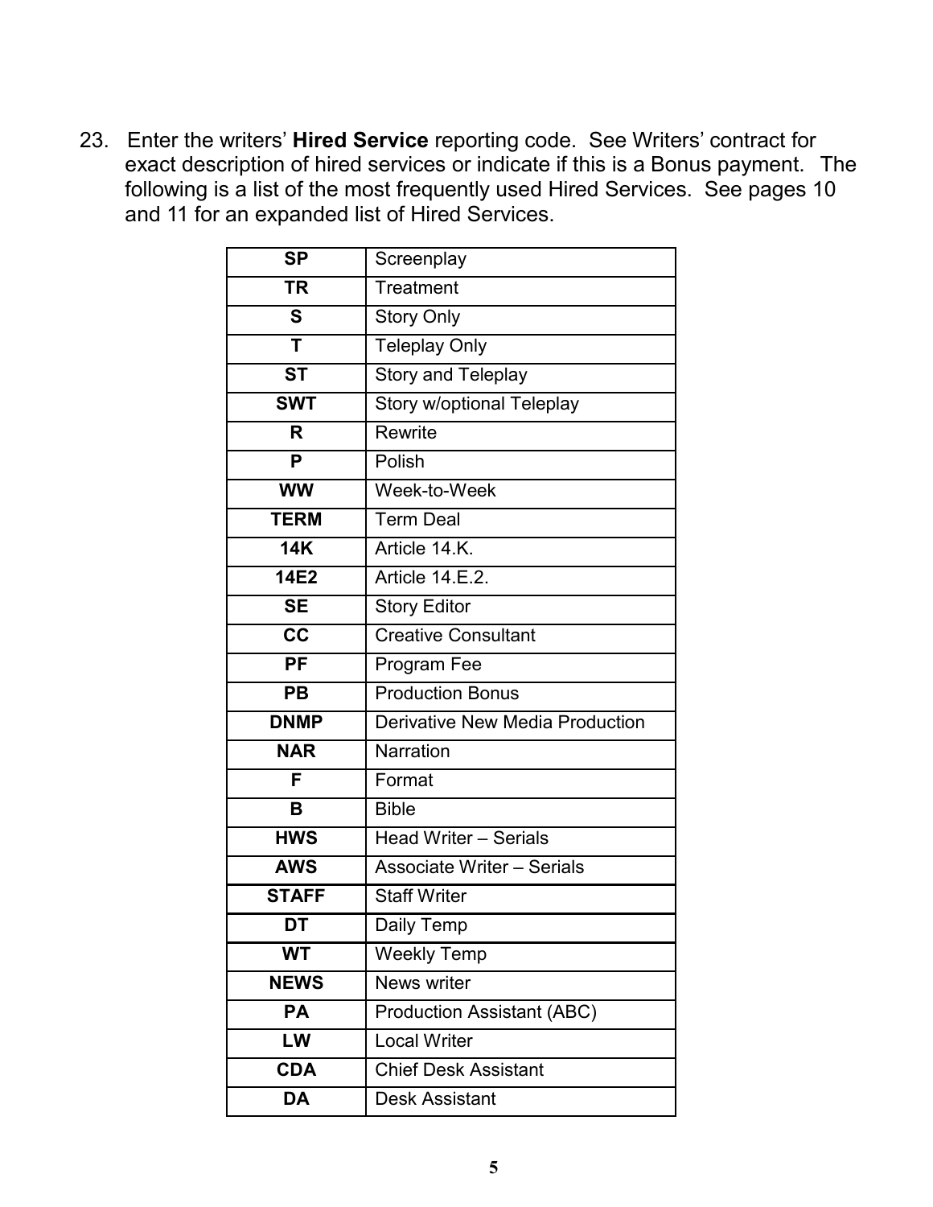23. Enter the writers' **Hired Service** reporting code. See Writers' contract for exact description of hired services or indicate if this is a Bonus payment. The following is a list of the most frequently used Hired Services. See pages 10 and 11 for an expanded list of Hired Services.

| | |
|---|---|
| **SP** | Screenplay |
| **TR** | Treatment |
| **S** | Story Only |
| **T** | Teleplay Only |
| **ST** | Story and Teleplay |
| **SWT** | Story w/optional Teleplay |
| **R** | Rewrite |
| **P** | Polish |
| **WW** | Week-to-Week |
| **TERM** | Term Deal |
| **14K** | Article 14.K. |
| **14E2** | Article 14.E.2. |
| **SE** | Story Editor |
| **CC** | Creative Consultant |
| **PF** | Program Fee |
| **PB** | Production Bonus |
| **DNMP** | Derivative New Media Production |
| **NAR** | Narration |
| **F** | Format |
| **B** | Bible |
| **HWS** | Head Writer – Serials |
| **AWS** | Associate Writer – Serials |
| **STAFF** | Staff Writer |
| **DT** | Daily Temp |
| **WT** | Weekly Temp |
| **NEWS** | News writer |
| **PA** | Production Assistant (ABC) |
| **LW** | Local Writer |
| **CDA** | Chief Desk Assistant |
| **DA** | Desk Assistant |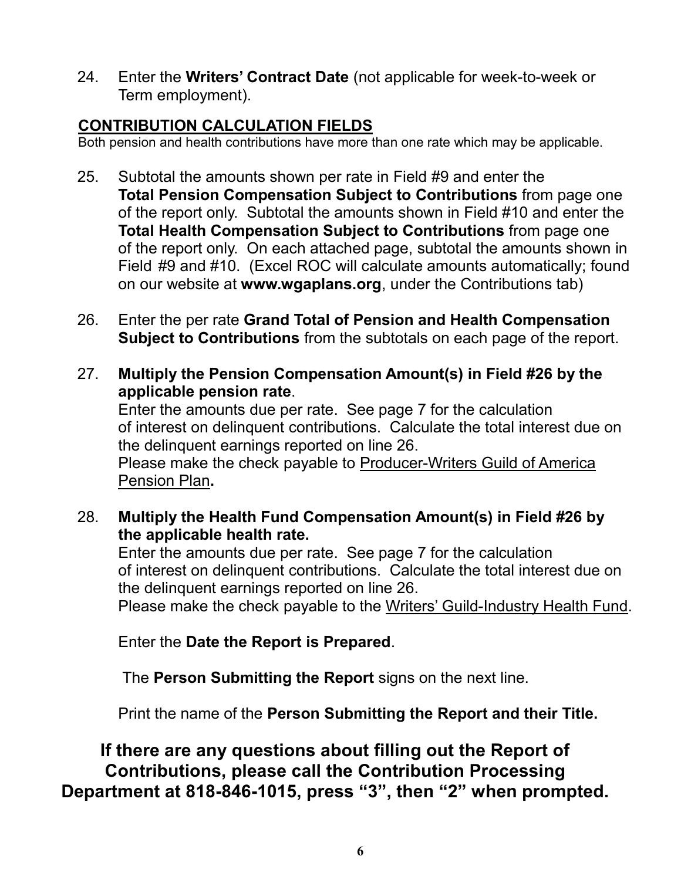24. Enter the **Writers' Contract Date** (not applicable for week-to-week or Term employment).

## CONTRIBUTION CALCULATION FIELDS

Both pension and health contributions have more than one rate which may be applicable.

25. Subtotal the amounts shown per rate in Field #9 and enter the **Total Pension Compensation Subject to Contributions** from page one of the report only. Subtotal the amounts shown in Field #10 and enter the **Total Health Compensation Subject to Contributions** from page one of the report only. On each attached page, subtotal the amounts shown in Field #9 and #10. (Excel ROC will calculate amounts automatically; found on our website at **www.wgaplans.org**, under the Contributions tab)

26. Enter the per rate **Grand Total of Pension and Health Compensation Subject to Contributions** from the subtotals on each page of the report.

27. **Multiply the Pension Compensation Amount(s) in Field #26 by the applicable pension rate**.
    Enter the amounts due per rate. See page 7 for the calculation of interest on delinquent contributions. Calculate the total interest due on the delinquent earnings reported on line 26.
    Please make the check payable to Producer-Writers Guild of America Pension Plan**.**

28. **Multiply the Health Fund Compensation Amount(s) in Field #26 by the applicable health rate.**
    Enter the amounts due per rate. See page 7 for the calculation of interest on delinquent contributions. Calculate the total interest due on the delinquent earnings reported on line 26.
    Please make the check payable to the Writers' Guild-Industry Health Fund.

    Enter the **Date the Report is Prepared**.

    The **Person Submitting the Report** signs on the next line.

    Print the name of the **Person Submitting the Report and their Title.**

## If there are any questions about filling out the Report of Contributions, please call the Contribution Processing Department at 818-846-1015, press "3", then "2" when prompted.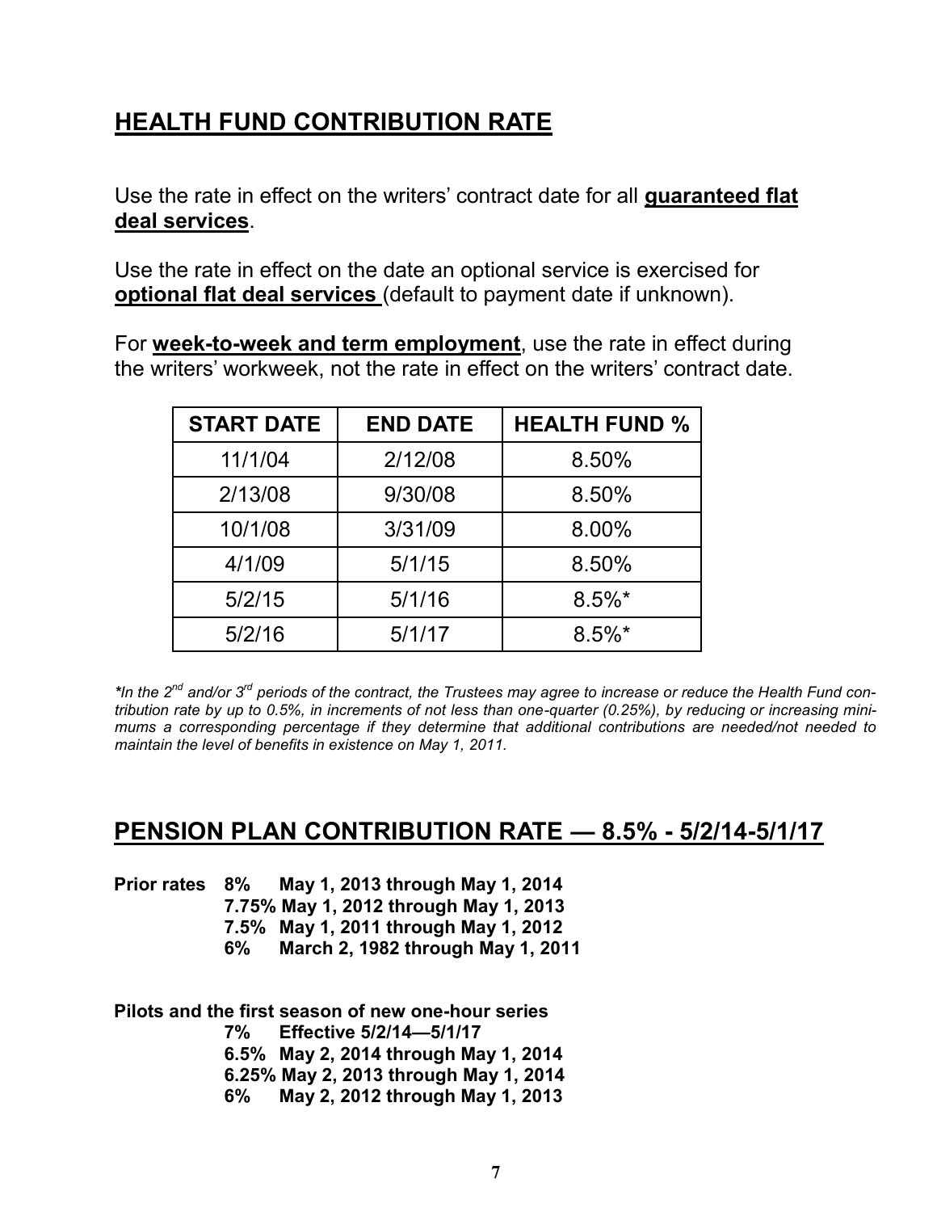## HEALTH FUND CONTRIBUTION RATE

Use the rate in effect on the writers' contract date for all **guaranteed flat deal services**.

Use the rate in effect on the date an optional service is exercised for **optional flat deal services** (default to payment date if unknown).

For **week-to-week and term employment**, use the rate in effect during the writers' workweek, not the rate in effect on the writers' contract date.

| START DATE | END DATE | HEALTH FUND % |
|---|---|---|
| 11/1/04 | 2/12/08 | 8.50% |
| 2/13/08 | 9/30/08 | 8.50% |
| 10/1/08 | 3/31/09 | 8.00% |
| 4/1/09 | 5/1/15 | 8.50% |
| 5/2/15 | 5/1/16 | 8.5%* |
| 5/2/16 | 5/1/17 | 8.5%* |

****In the 2nd and/or 3rd periods of the contract, the Trustees may agree to increase or reduce the Health Fund contribution rate by up to 0.5%, in increments of not less than one-quarter (0.25%), by reducing or increasing minimums a corresponding percentage if they determine that additional contributions are needed/not needed to maintain the level of benefits in existence on May 1, 2011.***

## PENSION PLAN CONTRIBUTION RATE — 8.5% - 5/2/14-5/1/17

**Prior rates 8% May 1, 2013 through May 1, 2014**
**7.75% May 1, 2012 through May 1, 2013**
**7.5% May 1, 2011 through May 1, 2012**
**6% March 2, 1982 through May 1, 2011**

**Pilots and the first season of new one-hour series**
**7% Effective 5/2/14—5/1/17**
**6.5% May 2, 2014 through May 1, 2014**
**6.25% May 2, 2013 through May 1, 2014**
**6% May 2, 2012 through May 1, 2013**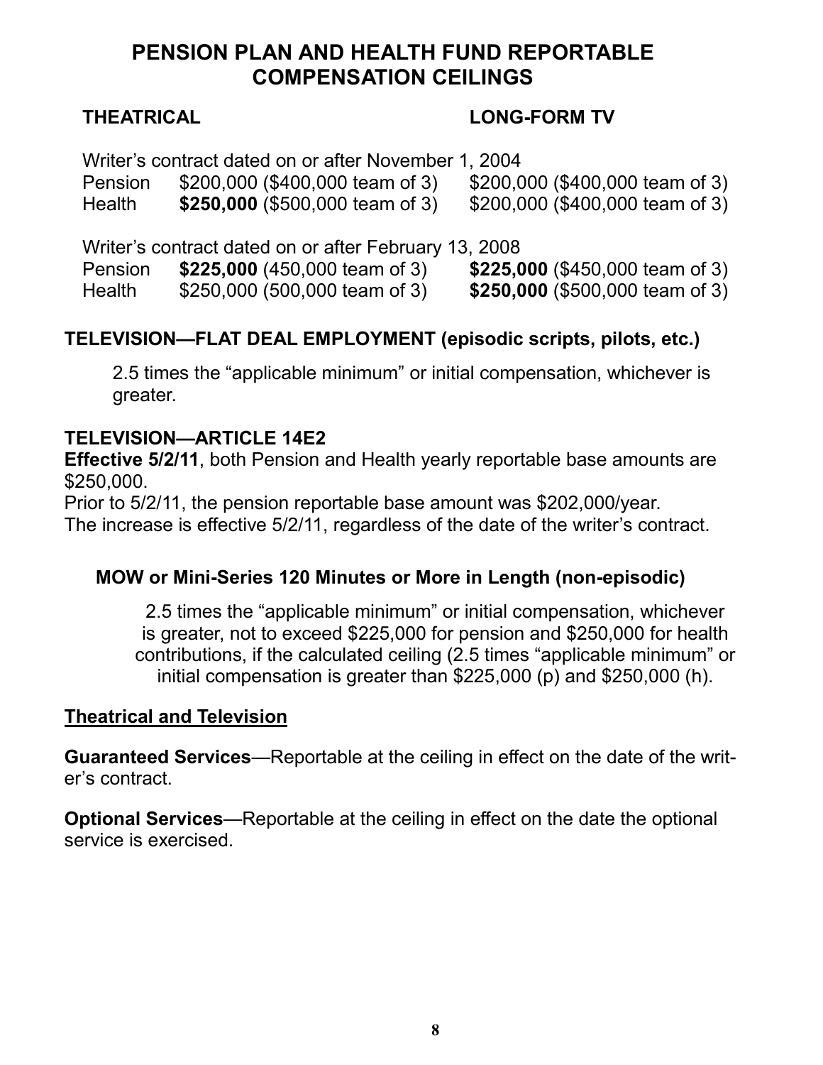# PENSION PLAN AND HEALTH FUND REPORTABLE COMPENSATION CEILINGS

| | THEATRICAL | LONG-FORM TV |
|---|---|---|
| Writer's contract dated on or after November 1, 2004 | | |
| Pension | $200,000 ($400,000 team of 3) | $200,000 ($400,000 team of 3) |
| Health | **$250,000** ($500,000 team of 3) | $200,000 ($400,000 team of 3) |
| Writer's contract dated on or after February 13, 2008 | | |
| Pension | **$225,000** (450,000 team of 3) | **$225,000** ($450,000 team of 3) |
| Health | $250,000 (500,000 team of 3) | **$250,000** ($500,000 team of 3) |

## TELEVISION—FLAT DEAL EMPLOYMENT (episodic scripts, pilots, etc.)

2.5 times the "applicable minimum" or initial compensation, whichever is greater.

## TELEVISION—ARTICLE 14E2

**Effective 5/2/11**, both Pension and Health yearly reportable base amounts are $250,000.
Prior to 5/2/11, the pension reportable base amount was $202,000/year.
The increase is effective 5/2/11, regardless of the date of the writer's contract.

### MOW or Mini-Series 120 Minutes or More in Length (non-episodic)

2.5 times the "applicable minimum" or initial compensation, whichever is greater, not to exceed $225,000 for pension and $250,000 for health contributions, if the calculated ceiling (2.5 times "applicable minimum" or initial compensation is greater than $225,000 (p) and $250,000 (h).

## Theatrical and Television

**Guaranteed Services**—Reportable at the ceiling in effect on the date of the writer's contract.

**Optional Services**—Reportable at the ceiling in effect on the date the optional service is exercised.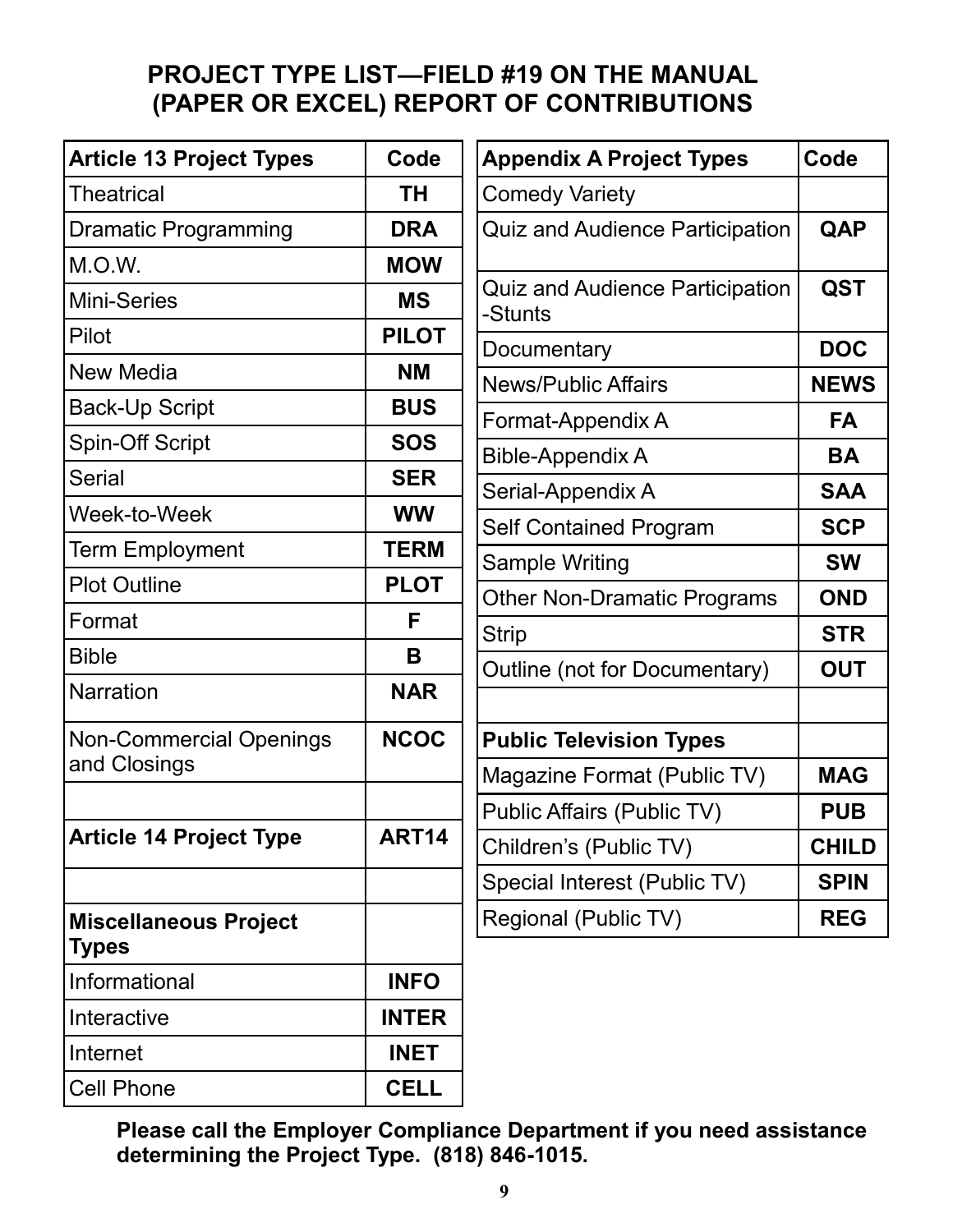## PROJECT TYPE LIST—FIELD #19 ON THE MANUAL (PAPER OR EXCEL) REPORT OF CONTRIBUTIONS

| Article 13 Project Types | Code |
|---|---|
| Theatrical | **TH** |
| Dramatic Programming | **DRA** |
| M.O.W. | **MOW** |
| Mini-Series | **MS** |
| Pilot | **PILOT** |
| New Media | **NM** |
| Back-Up Script | **BUS** |
| Spin-Off Script | **SOS** |
| Serial | **SER** |
| Week-to-Week | **WW** |
| Term Employment | **TERM** |
| Plot Outline | **PLOT** |
| Format | **F** |
| Bible | **B** |
| Narration | **NAR** |
| Non-Commercial Openings and Closings | **NCOC** |
| | |
| **Article 14 Project Type** | **ART14** |
| | |
| **Miscellaneous Project Types** | |
| Informational | **INFO** |
| Interactive | **INTER** |
| Internet | **INET** |
| Cell Phone | **CELL** |

| Appendix A Project Types | Code |
|---|---|
| Comedy Variety | |
| Quiz and Audience Participation | **QAP** |
| Quiz and Audience Participation -Stunts | **QST** |
| Documentary | **DOC** |
| News/Public Affairs | **NEWS** |
| Format-Appendix A | **FA** |
| Bible-Appendix A | **BA** |
| Serial-Appendix A | **SAA** |
| Self Contained Program | **SCP** |
| Sample Writing | **SW** |
| Other Non-Dramatic Programs | **OND** |
| Strip | **STR** |
| Outline (not for Documentary) | **OUT** |
| | |
| **Public Television Types** | |
| Magazine Format (Public TV) | **MAG** |
| Public Affairs (Public TV) | **PUB** |
| Children's (Public TV) | **CHILD** |
| Special Interest (Public TV) | **SPIN** |
| Regional (Public TV) | **REG** |

**Please call the Employer Compliance Department if you need assistance determining the Project Type. (818) 846-1015.**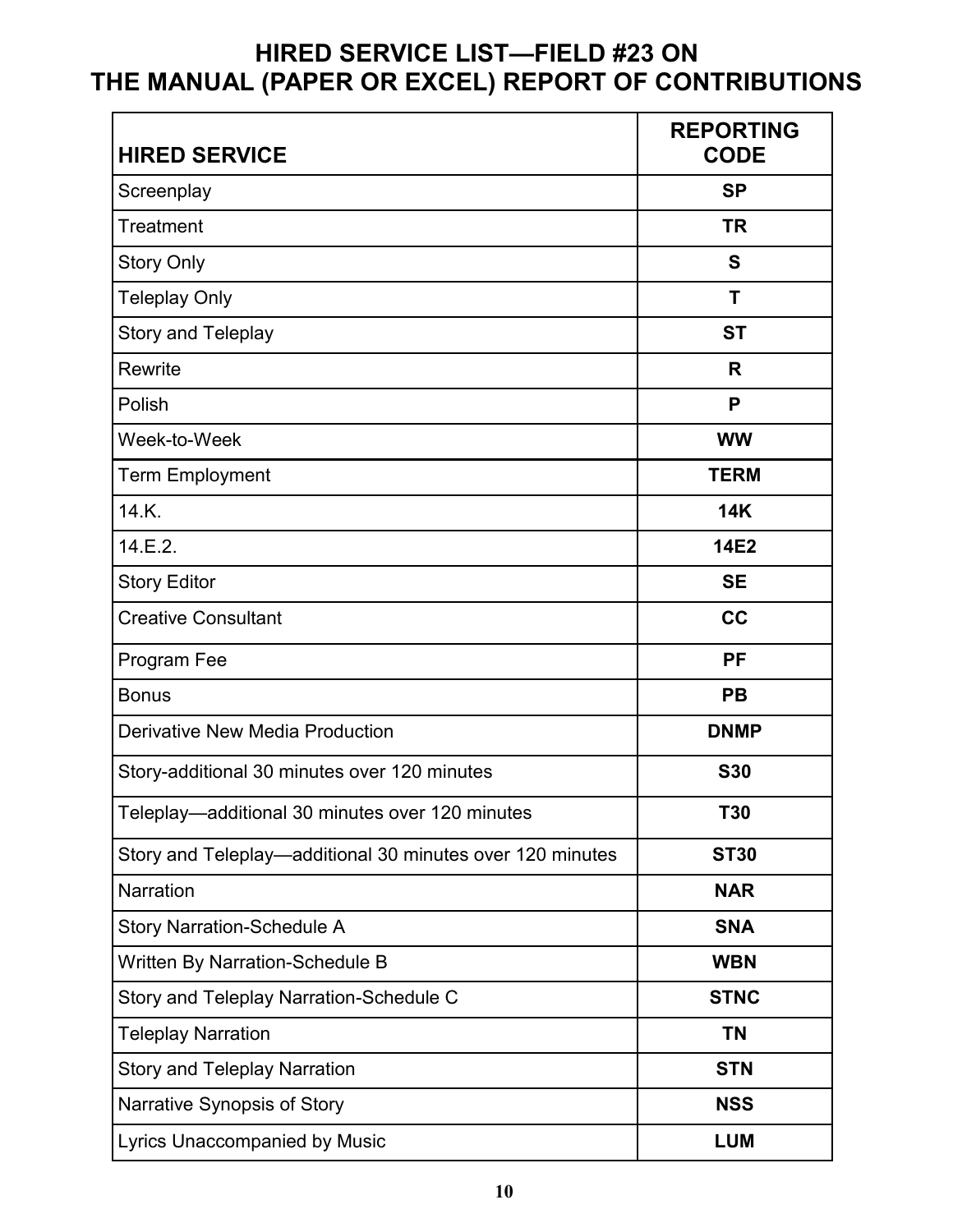# HIRED SERVICE LIST—FIELD #23 ON THE MANUAL (PAPER OR EXCEL) REPORT OF CONTRIBUTIONS

| HIRED SERVICE | REPORTING CODE |
|---|---|
| Screenplay | **SP** |
| Treatment | **TR** |
| Story Only | **S** |
| Teleplay Only | **T** |
| Story and Teleplay | **ST** |
| Rewrite | **R** |
| Polish | **P** |
| Week-to-Week | **WW** |
| Term Employment | **TERM** |
| 14.K. | **14K** |
| 14.E.2. | **14E2** |
| Story Editor | **SE** |
| Creative Consultant | **CC** |
| Program Fee | **PF** |
| Bonus | **PB** |
| Derivative New Media Production | **DNMP** |
| Story-additional 30 minutes over 120 minutes | **S30** |
| Teleplay—additional 30 minutes over 120 minutes | **T30** |
| Story and Teleplay—additional 30 minutes over 120 minutes | **ST30** |
| Narration | **NAR** |
| Story Narration-Schedule A | **SNA** |
| Written By Narration-Schedule B | **WBN** |
| Story and Teleplay Narration-Schedule C | **STNC** |
| Teleplay Narration | **TN** |
| Story and Teleplay Narration | **STN** |
| Narrative Synopsis of Story | **NSS** |
| Lyrics Unaccompanied by Music | **LUM** |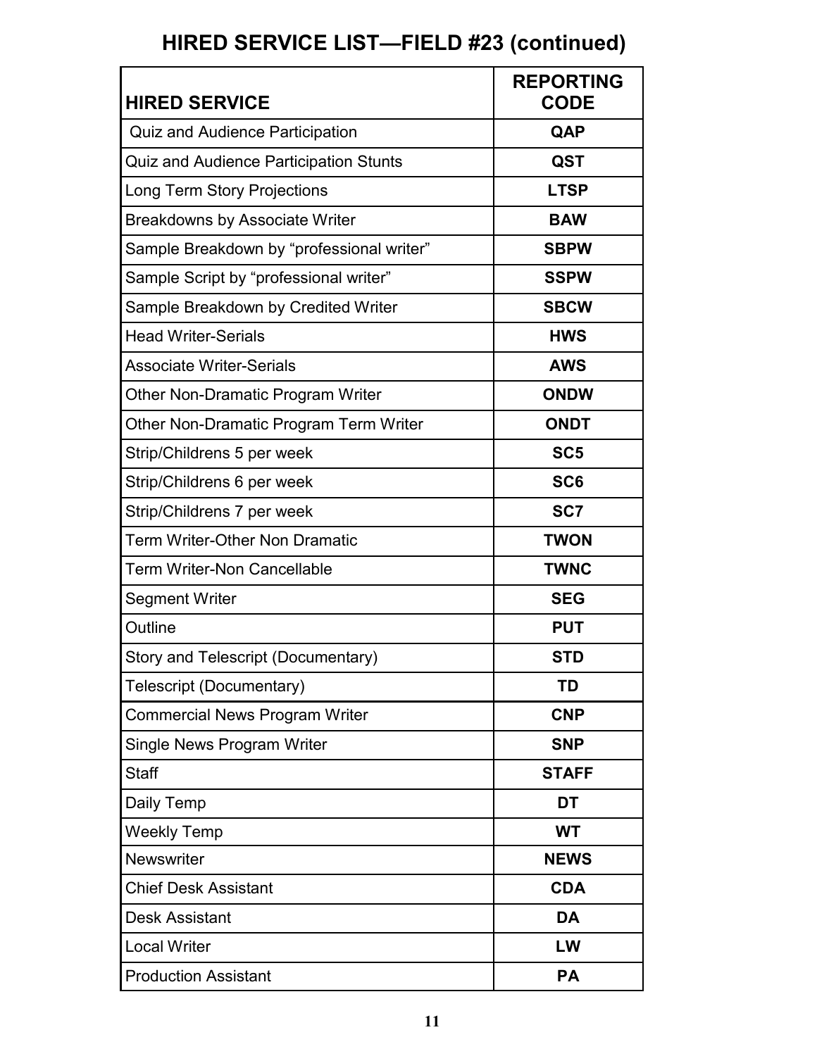## HIRED SERVICE LIST—FIELD #23 (continued)

| HIRED SERVICE | REPORTING CODE |
|---|---|
| Quiz and Audience Participation | **QAP** |
| Quiz and Audience Participation Stunts | **QST** |
| Long Term Story Projections | **LTSP** |
| Breakdowns by Associate Writer | **BAW** |
| Sample Breakdown by “professional writer” | **SBPW** |
| Sample Script by “professional writer” | **SSPW** |
| Sample Breakdown by Credited Writer | **SBCW** |
| Head Writer-Serials | **HWS** |
| Associate Writer-Serials | **AWS** |
| Other Non-Dramatic Program Writer | **ONDW** |
| Other Non-Dramatic Program Term Writer | **ONDT** |
| Strip/Childrens 5 per week | **SC5** |
| Strip/Childrens 6 per week | **SC6** |
| Strip/Childrens 7 per week | **SC7** |
| Term Writer-Other Non Dramatic | **TWON** |
| Term Writer-Non Cancellable | **TWNC** |
| Segment Writer | **SEG** |
| Outline | **PUT** |
| Story and Telescript (Documentary) | **STD** |
| Telescript (Documentary) | **TD** |
| Commercial News Program Writer | **CNP** |
| Single News Program Writer | **SNP** |
| Staff | **STAFF** |
| Daily Temp | **DT** |
| Weekly Temp | **WT** |
| Newswriter | **NEWS** |
| Chief Desk Assistant | **CDA** |
| Desk Assistant | **DA** |
| Local Writer | **LW** |
| Production Assistant | **PA** |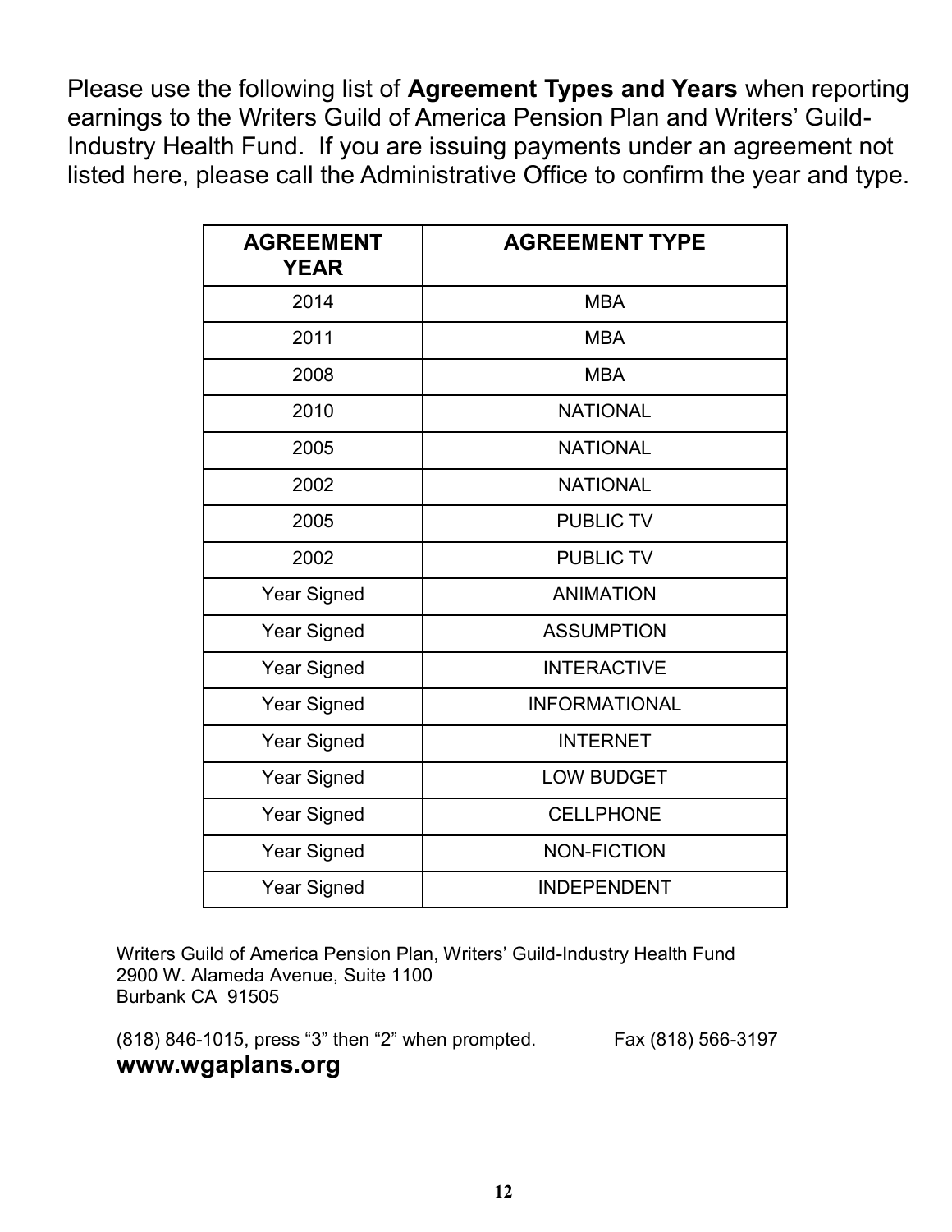Please use the following list of **Agreement Types and Years** when reporting earnings to the Writers Guild of America Pension Plan and Writers' Guild-Industry Health Fund. If you are issuing payments under an agreement not listed here, please call the Administrative Office to confirm the year and type.

| AGREEMENT YEAR | AGREEMENT TYPE |
|---|---|
| 2014 | MBA |
| 2011 | MBA |
| 2008 | MBA |
| 2010 | NATIONAL |
| 2005 | NATIONAL |
| 2002 | NATIONAL |
| 2005 | PUBLIC TV |
| 2002 | PUBLIC TV |
| Year Signed | ANIMATION |
| Year Signed | ASSUMPTION |
| Year Signed | INTERACTIVE |
| Year Signed | INFORMATIONAL |
| Year Signed | INTERNET |
| Year Signed | LOW BUDGET |
| Year Signed | CELLPHONE |
| Year Signed | NON-FICTION |
| Year Signed | INDEPENDENT |

Writers Guild of America Pension Plan, Writers' Guild-Industry Health Fund
2900 W. Alameda Avenue, Suite 1100
Burbank CA 91505

(818) 846-1015, press "3" then "2" when prompted. Fax (818) 566-3197

**www.wgaplans.org**